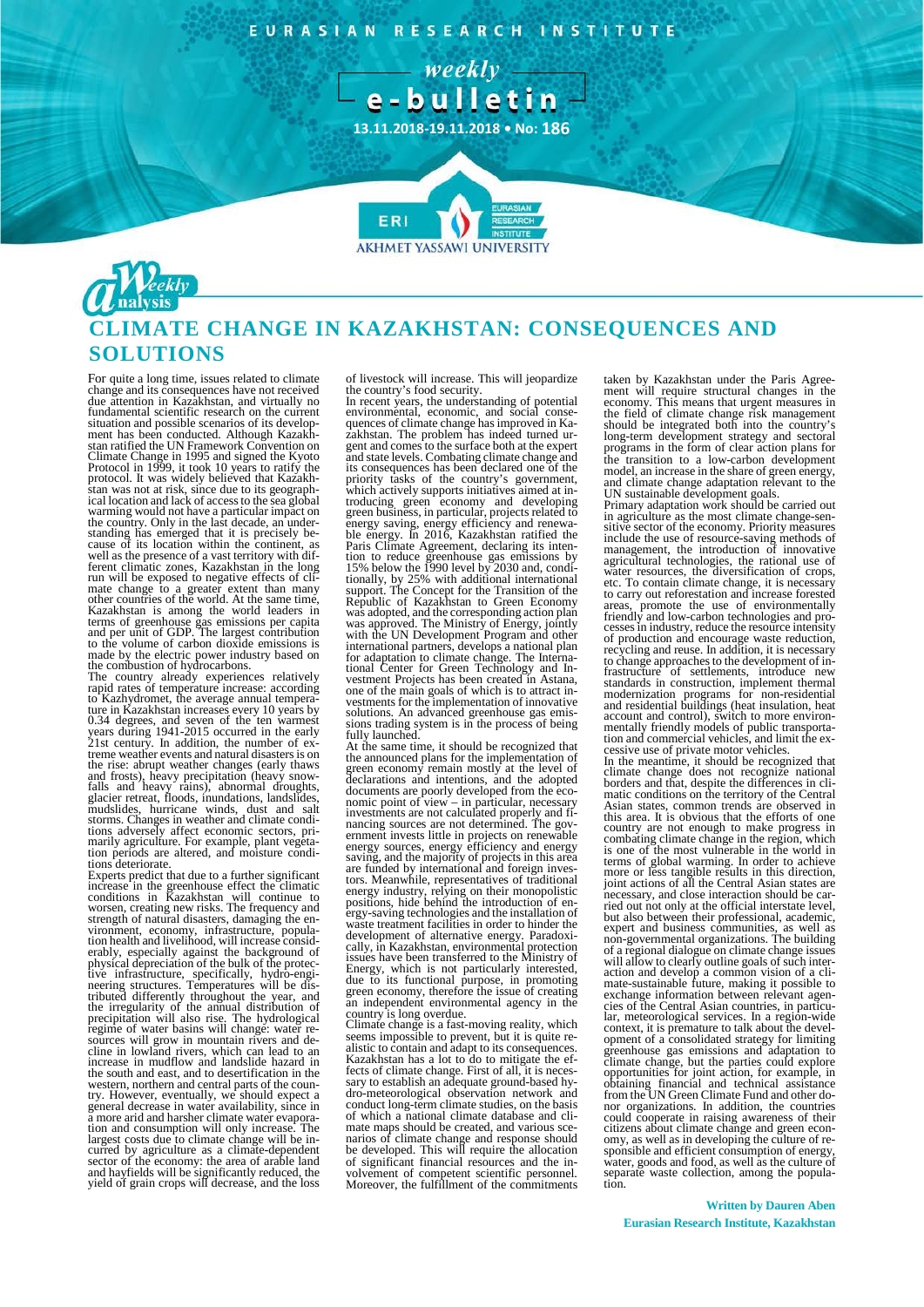EURASIAN RESEARCH INSTITUTE

weekly **e-bulletin**

13.11.2018-19.11.2018 • No: 186

Weekly analysis

# CLIMATE CHANGE IN KAZAKHSTAN: CONSEQUENCES AND SOLUTIONS

For quite a long time, issues related to climate change and its consequences have not received due attention in Kazakhstan, and virtually no fundamental scientific research on the current situation and possible scenarios of its development has been conducted. Although Kazakhstan ratified the UN Framework Convention on Climate Change in 1995 and signed the Kyoto Protocol in 1999, it took 10 years to ratify the protocol. It was widely believed that Kazakhstan was not at risk, since due to its geographical location and lack of access to the sea global warming would not have a particular impact on the country. Only in the last decade, an understanding has emerged that it is precisely because of its location within the continent, as well as the presence of a vast territory with different climatic zones, Kazakhstan in the long run will be exposed to negative effects of climate change to a greater extent than many other countries of the world. At the same time, Kazakhstan is among the world leaders in terms of greenhouse gas emissions per capita and per unit of GDP. The largest contribution to the volume of carbon dioxide emissions is made by the electric power industry based on the combustion of hydrocarbons.

The country already experiences relatively rapid rates of temperature increase: according to Kazhydromet, the average annual temperature in Kazakhstan increases every 10 years by 0.34 degrees, and seven of the ten warmest years during 1941-2015 occurred in the early 21st century. In addition, the number of extreme weather events and natural disasters is on the rise: abrupt weather changes (early thaws and frosts), heavy precipitation (heavy snowfalls and heavy rains), abnormal droughts, glacier retreat, floods, inundations, landslides, mudslides, hurricane winds, dust and salt storms. Changes in weather and climate conditions adversely affect economic sectors, primarily agriculture. For example, plant vegetation periods are altered, and moisture conditions deteriorate.

Experts predict that due to a further significant increase in the greenhouse effect the climatic conditions in Kazakhstan will continue to worsen, creating new risks. The frequency and strength of natural disasters, damaging the environment, economy, infrastructure, population health and livelihood, will increase considerably, especially against the background of physical depreciation of the bulk of the protective infrastructure, specifically, hydro-engineering structures. Temperatures will be distributed differently throughout the year, and the irregularity of the annual distribution of precipitation will also rise. The hydrological regime of water basins will change: water resources will grow in mountain rivers and decline in lowland rivers, which can lead to an increase in mudflow and landslide hazard in the south and east, and to desertification in the western, northern and central parts of the country. However, eventually, we should expect a general decrease in water availability, since in a more arid and harsher climate water evaporation and consumption will only increase. The largest costs due to climate change will be incurred by agriculture as a climate-dependent sector of the economy: the area of arable land and hayfields will be significantly reduced, the yield of grain crops will decrease, and the loss of livestock will increase. This will jeopardize the country's food security.

In recent years, the understanding of potential environmental, economic, and social consequences of climate change has improved in Kazakhstan. The problem has indeed turned urgent and comes to the surface both at the expert and state levels. Combating climate change and its consequences has been declared one of the priority tasks of the country's government, which actively supports initiatives aimed at introducing green economy and developing green business, in particular, projects related to energy saving, energy efficiency and renewable energy. In 2016, Kazakhstan ratified the Paris Climate Agreement, declaring its intention to reduce greenhouse gas emissions by 15% below the 1990 level by 2030 and, conditionally, by 25% with additional international support. The Concept for the Transition of the Republic of Kazakhstan to Green Economy was adopted, and the corresponding action plan was approved. The Ministry of Energy, jointly with the UN Development Program and other international partners, develops a national plan for adaptation to climate change. The International Center for Green Technology and Investment Projects has been created in Astana, one of the main goals of which is to attract investments for the implementation of innovative solutions. An advanced greenhouse gas emissions trading system is in the process of being fully launched.

At the same time, it should be recognized that the announced plans for the implementation of green economy remain mostly at the level of declarations and intentions, and the adopted documents are poorly developed from the economic point of view – in particular, necessary investments are not calculated properly and financing sources are not determined. The government invests little in projects on renewable energy sources, energy efficiency and energy saving, and the majority of projects in this area are funded by international and foreign investors. Meanwhile, representatives of traditional energy industry, relying on their monopolistic positions, hide behind the introduction of energy-saving technologies and the installation of waste treatment facilities in order to hinder the development of alternative energy. Paradoxically, in Kazakhstan, environmental protection issues have been transferred to the Ministry of Energy, which is not particularly interested, due to its functional purpose, in promoting green economy, therefore the issue of creating an independent environmental agency in the country is long overdue.

Climate change is a fast-moving reality, which seems impossible to prevent, but it is quite realistic to contain and adapt to its consequences. Kazakhstan has a lot to do to mitigate the effects of climate change. First of all, it is necessary to establish an adequate ground-based hydro-meteorological observation network and conduct long-term climate studies, on the basis of which a national climate database and climate maps should be created, and various scenarios of climate change and response should be developed. This will require the allocation of significant financial resources and the involvement of competent scientific personnel. Moreover, the fulfillment of the commitments taken by Kazakhstan under the Paris Agreement will require structural changes in the economy. This means that urgent measures in the field of climate change risk management should be integrated both into the country's long-term development strategy and sectoral programs in the form of clear action plans for the transition to a low-carbon development model, an increase in the share of green energy, and climate change adaptation relevant to the UN sustainable development goals.

Primary adaptation work should be carried out in agriculture as the most climate change-sensitive sector of the economy. Priority measures include the use of resource-saving methods of management, the introduction of innovative agricultural technologies, the rational use of water resources, the diversification of crops, etc. To contain climate change, it is necessary to carry out reforestation and increase forested areas, promote the use of environmentally friendly and low-carbon technologies and processes in industry, reduce the resource intensity of production and encourage waste reduction, recycling and reuse. In addition, it is necessary to change approaches to the development of infrastructure of settlements, introduce new standards in construction, implement thermal modernization programs for non-residential and residential buildings (heat insulation, heat account and control), switch to more environmentally friendly models of public transportation and commercial vehicles, and limit the excessive use of private motor vehicles.

In the meantime, it should be recognized that climate change does not recognize national borders and that, despite the differences in climatic conditions on the territory of the Central Asian states, common trends are observed in this area. It is obvious that the efforts of one country are not enough to make progress in combating climate change in the region, which is one of the most vulnerable in the world in terms of global warming. In order to achieve more or less tangible results in this direction, joint actions of all the Central Asian states are necessary, and close interaction should be carried out not only at the official interstate level, but also between their professional, academic, expert and business communities, as well as non-governmental organizations. The building of a regional dialogue on climate change issues will allow to clearly outline goals of such interaction and develop a common vision of a climate-sustainable future, making it possible to exchange information between relevant agencies of the Central Asian countries, in particular, meteorological services. In a region-wide context, it is premature to talk about the development of a consolidated strategy for limiting greenhouse gas emissions and adaptation to climate change, but the parties could explore opportunities for joint action, for example, in obtaining financial and technical assistance from the UN Green Climate Fund and other donor organizations. In addition, the countries could cooperate in raising awareness of their citizens about climate change and green economy, as well as in developing the culture of responsible and efficient consumption of energy, water, goods and food, as well as the culture of separate waste collection, among the population.

**Written by Dauren Aben**
**Eurasian Research Institute, Kazakhstan**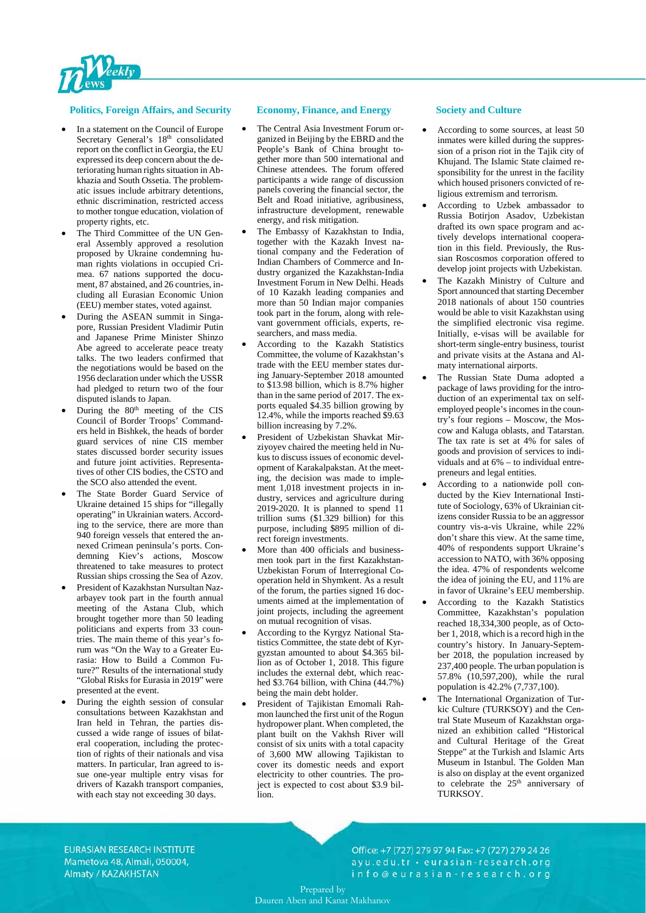## Politics, Foreign Affairs, and Security

- In a statement on the Council of Europe Secretary General's 18th consolidated report on the conflict in Georgia, the EU expressed its deep concern about the deteriorating human rights situation in Abkhazia and South Ossetia. The problematic issues include arbitrary detentions, ethnic discrimination, restricted access to mother tongue education, violation of property rights, etc.
- The Third Committee of the UN General Assembly approved a resolution proposed by Ukraine condemning human rights violations in occupied Crimea. 67 nations supported the document, 87 abstained, and 26 countries, including all Eurasian Economic Union (EEU) member states, voted against.
- During the ASEAN summit in Singapore, Russian President Vladimir Putin and Japanese Prime Minister Shinzo Abe agreed to accelerate peace treaty talks. The two leaders confirmed that the negotiations would be based on the 1956 declaration under which the USSR had pledged to return two of the four disputed islands to Japan.
- During the 80th meeting of the CIS Council of Border Troops' Commanders held in Bishkek, the heads of border guard services of nine CIS member states discussed border security issues and future joint activities. Representatives of other CIS bodies, the CSTO and the SCO also attended the event.
- The State Border Guard Service of Ukraine detained 15 ships for "illegally operating" in Ukrainian waters. According to the service, there are more than 940 foreign vessels that entered the annexed Crimean peninsula's ports. Condemning Kiev's actions, Moscow threatened to take measures to protect Russian ships crossing the Sea of Azov.
- President of Kazakhstan Nursultan Nazarbayev took part in the fourth annual meeting of the Astana Club, which brought together more than 50 leading politicians and experts from 33 countries. The main theme of this year's forum was "On the Way to a Greater Eurasia: How to Build a Common Future?" Results of the international study "Global Risks for Eurasia in 2019" were presented at the event.
- During the eighth session of consular consultations between Kazakhstan and Iran held in Tehran, the parties discussed a wide range of issues of bilateral cooperation, including the protection of rights of their nationals and visa matters. In particular, Iran agreed to issue one-year multiple entry visas for drivers of Kazakh transport companies, with each stay not exceeding 30 days.

## Economy, Finance, and Energy

- The Central Asia Investment Forum organized in Beijing by the EBRD and the People's Bank of China brought together more than 500 international and Chinese attendees. The forum offered participants a wide range of discussion panels covering the financial sector, the Belt and Road initiative, agribusiness, infrastructure development, renewable energy, and risk mitigation.
- The Embassy of Kazakhstan to India, together with the Kazakh Invest national company and the Federation of Indian Chambers of Commerce and Industry organized the Kazakhstan-India Investment Forum in New Delhi. Heads of 10 Kazakh leading companies and more than 50 Indian major companies took part in the forum, along with relevant government officials, experts, researchers, and mass media.
- According to the Kazakh Statistics Committee, the volume of Kazakhstan's trade with the EEU member states during January-September 2018 amounted to \$13.98 billion, which is 8.7% higher than in the same period of 2017. The exports equaled \$4.35 billion growing by 12.4%, while the imports reached \$9.63 billion increasing by 7.2%.
- President of Uzbekistan Shavkat Mirziyoyev chaired the meeting held in Nukus to discuss issues of economic development of Karakalpakstan. At the meeting, the decision was made to implement 1,018 investment projects in industry, services and agriculture during 2019-2020. It is planned to spend 11 trillion sums (\$1.329 billion) for this purpose, including \$895 million of direct foreign investments.
- More than 400 officials and businessmen took part in the first Kazakhstan-Uzbekistan Forum of Interregional Cooperation held in Shymkent. As a result of the forum, the parties signed 16 documents aimed at the implementation of joint projects, including the agreement on mutual recognition of visas.
- According to the Kyrgyz National Statistics Committee, the state debt of Kyrgyzstan amounted to about \$4.365 billion as of October 1, 2018. This figure includes the external debt, which reached \$3.764 billion, with China (44.7%) being the main debt holder.
- President of Tajikistan Emomali Rahmon launched the first unit of the Rogun hydropower plant. When completed, the plant built on the Vakhsh River will consist of six units with a total capacity of 3,600 MW allowing Tajikistan to cover its domestic needs and export electricity to other countries. The project is expected to cost about \$3.9 billion.

## Society and Culture

- According to some sources, at least 50 inmates were killed during the suppression of a prison riot in the Tajik city of Khujand. The Islamic State claimed responsibility for the unrest in the facility which housed prisoners convicted of religious extremism and terrorism.
- According to Uzbek ambassador to Russia Botirjon Asadov, Uzbekistan drafted its own space program and actively develops international cooperation in this field. Previously, the Russian Roscosmos corporation offered to develop joint projects with Uzbekistan.
- The Kazakh Ministry of Culture and Sport announced that starting December 2018 nationals of about 150 countries would be able to visit Kazakhstan using the simplified electronic visa regime. Initially, e-visas will be available for short-term single-entry business, tourist and private visits at the Astana and Almaty international airports.
- The Russian State Duma adopted a package of laws providing for the introduction of an experimental tax on self-employed people's incomes in the country's four regions – Moscow, the Moscow and Kaluga oblasts, and Tatarstan. The tax rate is set at 4% for sales of goods and provision of services to individuals and at 6% – to individual entrepreneurs and legal entities.
- According to a nationwide poll conducted by the Kiev International Institute of Sociology, 63% of Ukrainian citizens consider Russia to be an aggressor country vis-a-vis Ukraine, while 22% don't share this view. At the same time, 40% of respondents support Ukraine's accession to NATO, with 36% opposing the idea. 47% of respondents welcome the idea of joining the EU, and 11% are in favor of Ukraine's EEU membership.
- According to the Kazakh Statistics Committee, Kazakhstan's population reached 18,334,300 people, as of October 1, 2018, which is a record high in the country's history. In January-September 2018, the population increased by 237,400 people. The urban population is 57.8% (10,597,200), while the rural population is 42.2% (7,737,100).
- The International Organization of Turkic Culture (TURKSOY) and the Central State Museum of Kazakhstan organized an exhibition called "Historical and Cultural Heritage of the Great Steppe" at the Turkish and Islamic Arts Museum in Istanbul. The Golden Man is also on display at the event organized to celebrate the 25th anniversary of TURKSOY.

Prepared by
Dauren Aben and Kanat Makhanov